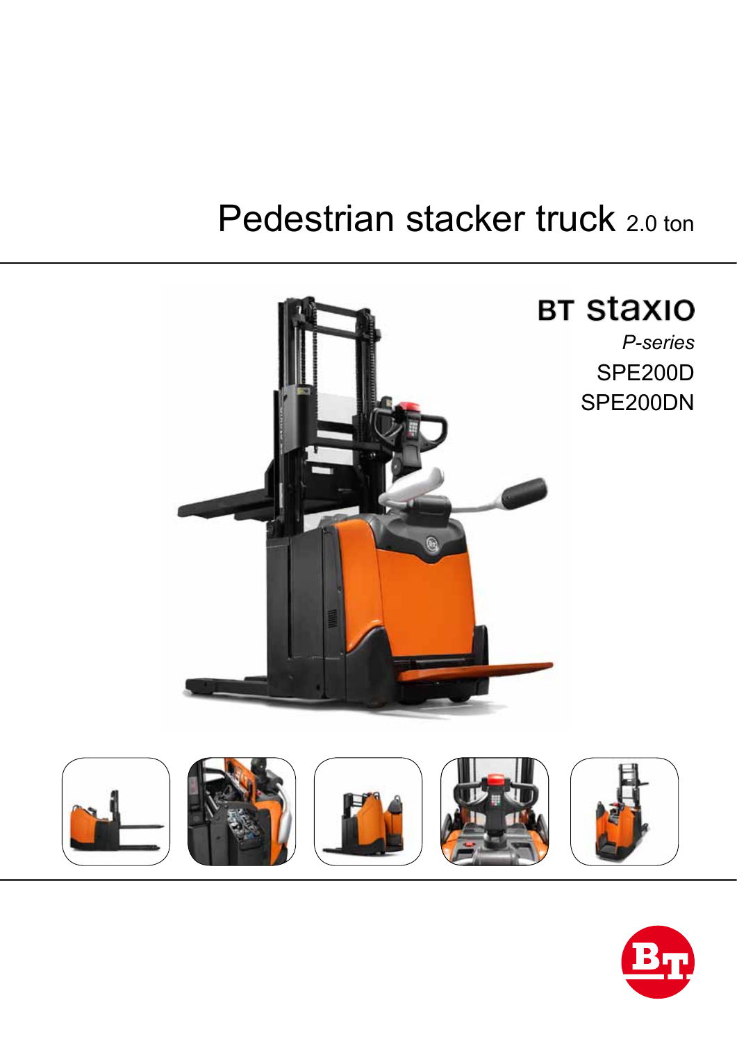# Pedestrian stacker truck 2.0 ton

## BT staxio

*P-series*

SPE200D

SPE200DN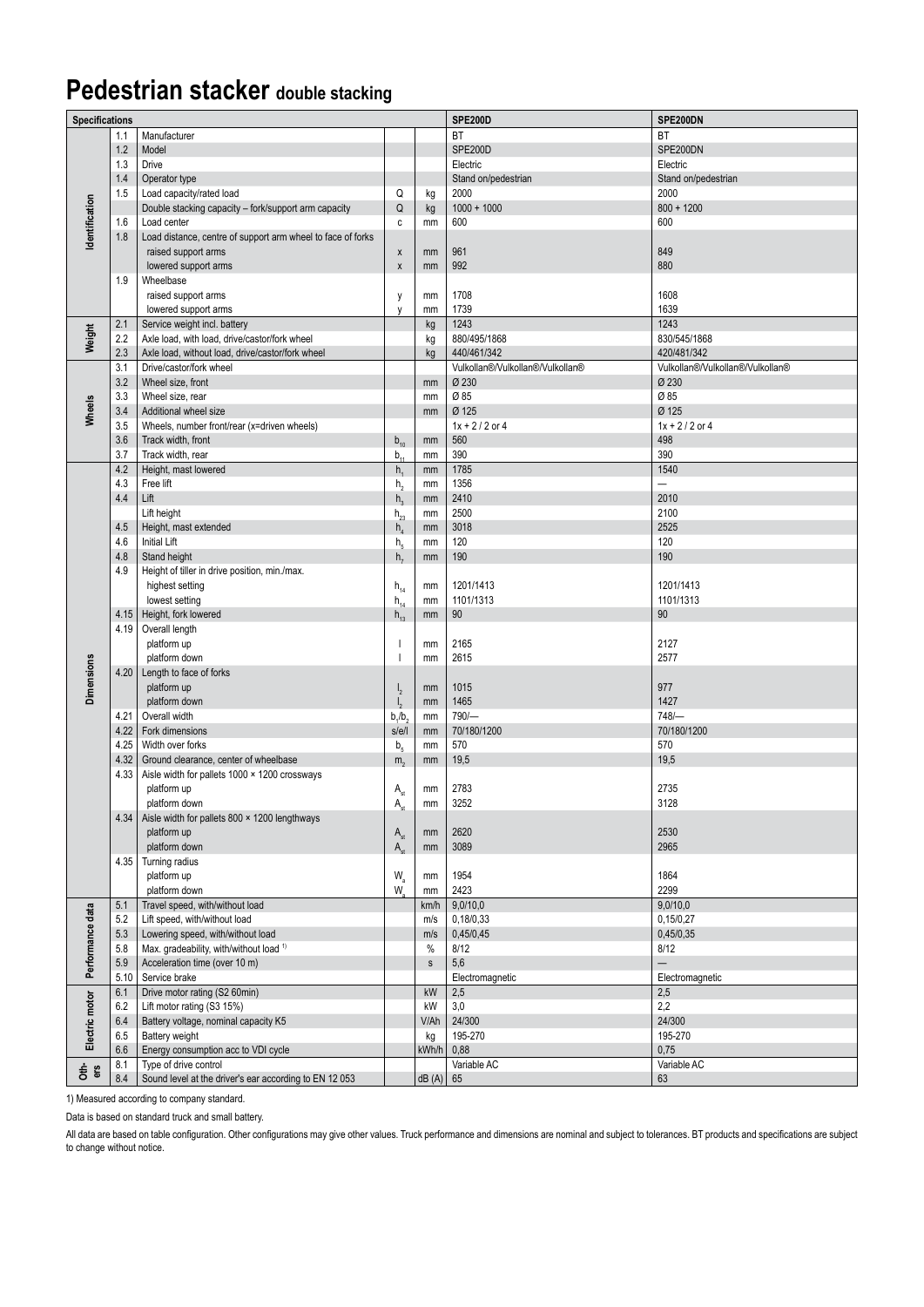# Pedestrian stacker double stacking

| Specifications | | | | | SPE200D | SPE200DN |
|---|---|---|---|---|---|---|
| Identification | 1.1 | Manufacturer | | | BT | BT |
| | 1.2 | Model | | | SPE200D | SPE200DN |
| | 1.3 | Drive | | | Electric | Electric |
| | 1.4 | Operator type | | | Stand on/pedestrian | Stand on/pedestrian |
| | 1.5 | Load capacity/rated load | Q | kg | 2000 | 2000 |
| | | Double stacking capacity – fork/support arm capacity | Q | kg | 1000 + 1000 | 800 + 1200 |
| | 1.6 | Load center | c | mm | 600 | 600 |
| | 1.8 | Load distance, centre of support arm wheel to face of forks | | | | |
| | | raised support arms | x | mm | 961 | 849 |
| | | lowered support arms | x | mm | 992 | 880 |
| | 1.9 | Wheelbase | | | | |
| | | raised support arms | y | mm | 1708 | 1608 |
| | | lowered support arms | y | mm | 1739 | 1639 |
| Weight | 2.1 | Service weight incl. battery | | kg | 1243 | 1243 |
| | 2.2 | Axle load, with load, drive/castor/fork wheel | | kg | 880/495/1868 | 830/545/1868 |
| | 2.3 | Axle load, without load, drive/castor/fork wheel | | kg | 440/461/342 | 420/481/342 |
| Wheels | 3.1 | Drive/castor/fork wheel | | | Vulkollan®/Vulkollan®/Vulkollan® | Vulkollan®/Vulkollan®/Vulkollan® |
| | 3.2 | Wheel size, front | | mm | Ø 230 | Ø 230 |
| | 3.3 | Wheel size, rear | | mm | Ø 85 | Ø 85 |
| | 3.4 | Additional wheel size | | mm | Ø 125 | Ø 125 |
| | 3.5 | Wheels, number front/rear (x=driven wheels) | | | 1x + 2 / 2 or 4 | 1x + 2 / 2 or 4 |
| | 3.6 | Track width, front | $b_{10}$ | mm | 560 | 498 |
| | 3.7 | Track width, rear | $b_{11}$ | mm | 390 | 390 |
| Dimensions | 4.2 | Height, mast lowered | $h_1$ | mm | 1785 | 1540 |
| | 4.3 | Free lift | $h_2$ | mm | 1356 | — |
| | 4.4 | Lift | $h_3$ | mm | 2410 | 2010 |
| | | Lift height | $h_{23}$ | mm | 2500 | 2100 |
| | 4.5 | Height, mast extended | $h_4$ | mm | 3018 | 2525 |
| | 4.6 | Initial Lift | $h_5$ | mm | 120 | 120 |
| | 4.8 | Stand height | $h_7$ | mm | 190 | 190 |
| | 4.9 | Height of tiller in drive position, min./max. | | | | |
| | | highest setting | $h_{14}$ | mm | 1201/1413 | 1201/1413 |
| | | lowest setting | $h_{14}$ | mm | 1101/1313 | 1101/1313 |
| | 4.15 | Height, fork lowered | $h_{13}$ | mm | 90 | 90 |
| | 4.19 | Overall length | | | | |
| | | platform up | l | mm | 2165 | 2127 |
| | | platform down | l | mm | 2615 | 2577 |
| | 4.20 | Length to face of forks | | | | |
| | | platform up | $l_2$ | mm | 1015 | 977 |
| | | platform down | $l_2$ | mm | 1465 | 1427 |
| | 4.21 | Overall width | $b_1/b_2$ | mm | 790/— | 748/— |
| | 4.22 | Fork dimensions | s/e/l | mm | 70/180/1200 | 70/180/1200 |
| | 4.25 | Width over forks | $b_5$ | mm | 570 | 570 |
| | 4.32 | Ground clearance, center of wheelbase | $m_2$ | mm | 19,5 | 19,5 |
| | 4.33 | Aisle width for pallets 1000 × 1200 crossways | | | | |
| | | platform up | $A_{st}$ | mm | 2783 | 2735 |
| | | platform down | $A_{st}$ | mm | 3252 | 3128 |
| | 4.34 | Aisle width for pallets 800 × 1200 lengthways | | | | |
| | | platform up | $A_{st}$ | mm | 2620 | 2530 |
| | | platform down | $A_{st}$ | mm | 3089 | 2965 |
| | 4.35 | Turning radius | | | | |
| | | platform up | $W_a$ | mm | 1954 | 1864 |
| | | platform down | $W_a$ | mm | 2423 | 2299 |
| Performance data | 5.1 | Travel speed, with/without load | | km/h | 9,0/10,0 | 9,0/10,0 |
| | 5.2 | Lift speed, with/without load | | m/s | 0,18/0,33 | 0,15/0,27 |
| | 5.3 | Lowering speed, with/without load | | m/s | 0,45/0,45 | 0,45/0,35 |
| | 5.8 | Max. gradeability, with/without load 1) | | % | 8/12 | 8/12 |
| | 5.9 | Acceleration time (over 10 m) | | s | 5,6 | — |
| | 5.10 | Service brake | | | Electromagnetic | Electromagnetic |
| Electric motor | 6.1 | Drive motor rating (S2 60min) | | kW | 2,5 | 2,5 |
| | 6.2 | Lift motor rating (S3 15%) | | kW | 3,0 | 2,2 |
| | 6.4 | Battery voltage, nominal capacity K5 | | V/Ah | 24/300 | 24/300 |
| | 6.5 | Battery weight | | kg | 195-270 | 195-270 |
| | 6.6 | Energy consumption acc to VDI cycle | | kWh/h | 0,88 | 0,75 |
| Others | 8.1 | Type of drive control | | | Variable AC | Variable AC |
| | 8.4 | Sound level at the driver's ear according to EN 12 053 | | dB (A) | 65 | 63 |

1) Measured according to company standard.

Data is based on standard truck and small battery.

All data are based on table configuration. Other configurations may give other values. Truck performance and dimensions are nominal and subject to tolerances. BT products and specifications are subject to change without notice.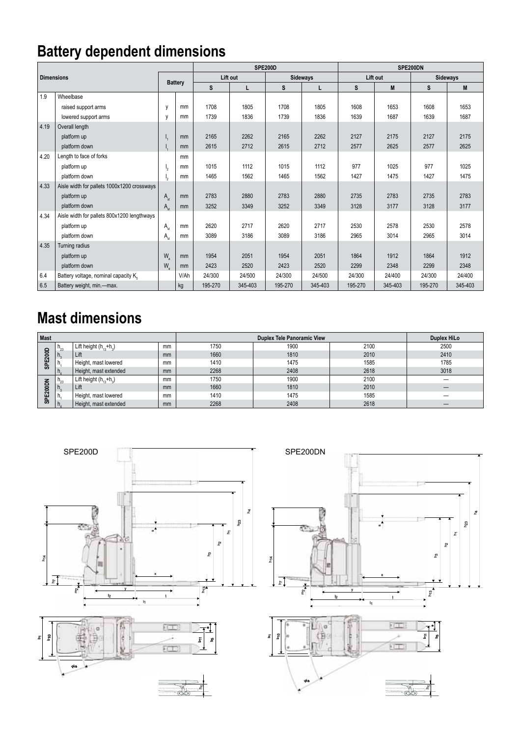## Battery dependent dimensions

| | Dimensions | Battery | | SPE200D | | | | SPE200DN | | | |
|---|---|---|---|---|---|---|---|---|---|---|---|
| | | | | Lift out | | Sideways | | Lift out | | Sideways | |
| | | | | S | L | S | L | S | M | S | M |
| 1.9 | Wheelbase | | | | | | | | | | |
| | raised support arms | y | mm | 1708 | 1805 | 1708 | 1805 | 1608 | 1653 | 1608 | 1653 |
| | lowered support arms | y | mm | 1739 | 1836 | 1739 | 1836 | 1639 | 1687 | 1639 | 1687 |
| 4.19 | Overall length | | | | | | | | | | |
| | platform up | $l_1$ | mm | 2165 | 2262 | 2165 | 2262 | 2127 | 2175 | 2127 | 2175 |
| | platform down | $l_1$ | mm | 2615 | 2712 | 2615 | 2712 | 2577 | 2625 | 2577 | 2625 |
| 4.20 | Length to face of forks | | mm | | | | | | | | |
| | platform up | $l_2$ | mm | 1015 | 1112 | 1015 | 1112 | 977 | 1025 | 977 | 1025 |
| | platform down | $l_2$ | mm | 1465 | 1562 | 1465 | 1562 | 1427 | 1475 | 1427 | 1475 |
| 4.33 | Aisle width for pallets 1000x1200 crossways | | | | | | | | | | |
| | platform up | $A_{st}$ | mm | 2783 | 2880 | 2783 | 2880 | 2735 | 2783 | 2735 | 2783 |
| | platform down | $A_{st}$ | mm | 3252 | 3349 | 3252 | 3349 | 3128 | 3177 | 3128 | 3177 |
| 4.34 | Aisle width for pallets 800x1200 lengthways | | | | | | | | | | |
| | platform up | $A_{st}$ | mm | 2620 | 2717 | 2620 | 2717 | 2530 | 2578 | 2530 | 2578 |
| | platform down | $A_{st}$ | mm | 3089 | 3186 | 3089 | 3186 | 2965 | 3014 | 2965 | 3014 |
| 4.35 | Turning radius | | | | | | | | | | |
| | platform up | $W_a$ | mm | 1954 | 2051 | 1954 | 2051 | 1864 | 1912 | 1864 | 1912 |
| | platform down | $W_a$ | mm | 2423 | 2520 | 2423 | 2520 | 2299 | 2348 | 2299 | 2348 |
| 6.4 | Battery voltage, nominal capacity $K_5$ | | V/Ah | 24/300 | 24/500 | 24/300 | 24/500 | 24/300 | 24/400 | 24/300 | 24/400 |
| 6.5 | Battery weight, min.—max. | | kg | 195-270 | 345-403 | 195-270 | 345-403 | 195-270 | 345-403 | 195-270 | 345-403 |

## Mast dimensions

| Mast | | | | Duplex Tele Panoramic View | | | Duplex HiLo |
|---|---|---|---|---|---|---|---|
| SPE200D | $h_{23}$ | Lift height ($h_{13}$+$h_3$) | mm | 1750 | 1900 | 2100 | 2500 |
| | $h_3$ | Lift | mm | 1660 | 1810 | 2010 | 2410 |
| | $h_1$ | Height, mast lowered | mm | 1410 | 1475 | 1585 | 1785 |
| | $h_4$ | Height, mast extended | mm | 2268 | 2408 | 2618 | 3018 |
| SPE200DN | $h_{23}$ | Lift height ($h_{13}$+$h_3$) | mm | 1750 | 1900 | 2100 | — |
| | $h_3$ | Lift | mm | 1660 | 1810 | 2010 | — |
| | $h_1$ | Height, mast lowered | mm | 1410 | 1475 | 1585 | — |
| | $h_4$ | Height, mast extended | mm | 2268 | 2408 | 2618 | — |

SPE200D

SPE200DN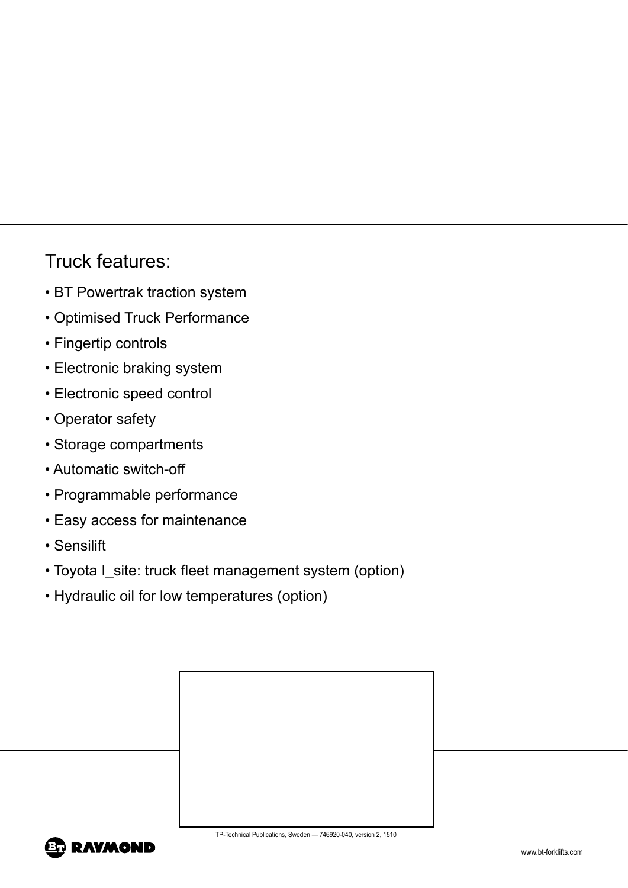## Truck features:

- BT Powertrak traction system
- Optimised Truck Performance
- Fingertip controls
- Electronic braking system
- Electronic speed control
- Operator safety
- Storage compartments
- Automatic switch-off
- Programmable performance
- Easy access for maintenance
- Sensilift
- Toyota I_site: truck fleet management system (option)
- Hydraulic oil for low temperatures (option)

TP-Technical Publications, Sweden — 746920-040, version 2, 1510

BT RAYMOND

www.bt-forklifts.com